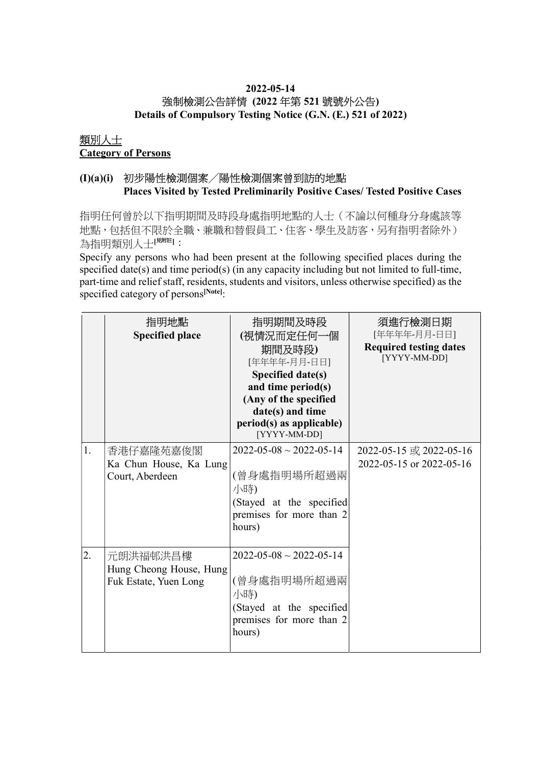**2022-05-14**
**強制檢測公告詳情 (2022 年第 521 號號外公告)**
**Details of Compulsory Testing Notice (G.N. (E.) 521 of 2022)**

## 類別人士
## Category of Persons

### (I)(a)(i) 初步陽性檢測個案／陽性檢測個案曾到訪的地點 Places Visited by Tested Preliminarily Positive Cases/ Tested Positive Cases

指明任何曾於以下指明期間及時段身處指明地點的人士（不論以何種身分身處該等地點，包括但不限於全職、兼職和替假員工、住客、學生及訪客，另有指明者除外）為指明類別人士[見附註]：

Specify any persons who had been present at the following specified places during the specified date(s) and time period(s) (in any capacity including but not limited to full-time, part-time and relief staff, residents, students and visitors, unless otherwise specified) as the specified category of persons[Note]:

| | 指明地點 **Specified place** | 指明期間及時段 (視情況而定任何一個期間及時段) [年年年年-月月-日日] **Specified date(s) and time period(s) (Any of the specified date(s) and time period(s) as applicable)** [YYYY-MM-DD] | 須進行檢測日期 [年年年年-月月-日日] **Required testing dates** [YYYY-MM-DD] |
|---|---|---|---|
| 1. | 香港仔嘉隆苑嘉俊閣 Ka Chun House, Ka Lung Court, Aberdeen | 2022-05-08 ~ 2022-05-14 (曾身處指明場所超過兩小時) (Stayed at the specified premises for more than 2 hours) | 2022-05-15 或 2022-05-16 2022-05-15 or 2022-05-16 |
| 2. | 元朗洪福邨洪昌樓 Hung Cheong House, Hung Fuk Estate, Yuen Long | 2022-05-08 ~ 2022-05-14 (曾身處指明場所超過兩小時) (Stayed at the specified premises for more than 2 hours) | |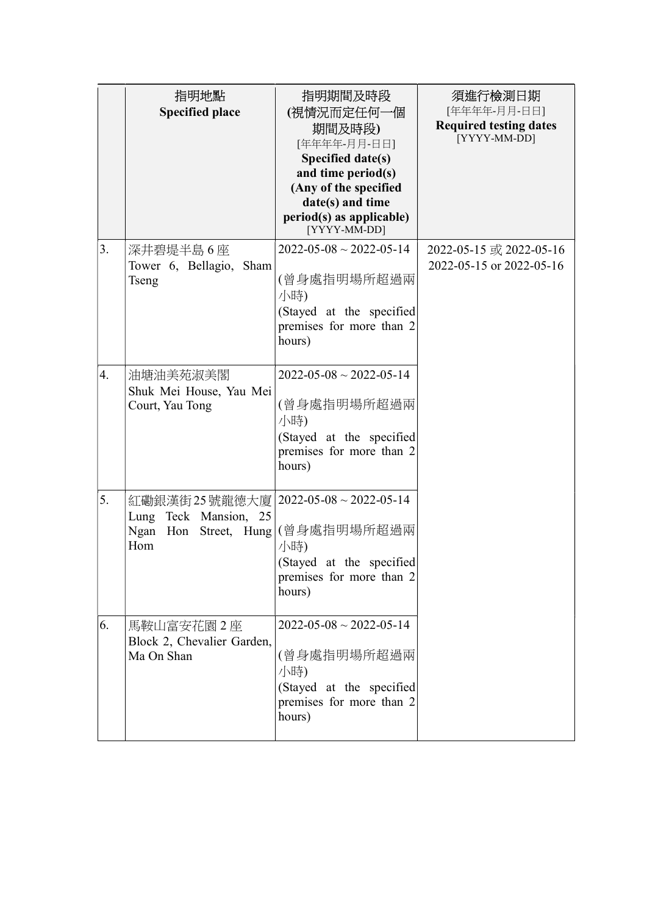| | 指明地點<br>**Specified place** | 指明期間及時段<br>**(視情況而定任何一個期間及時段)**<br>[年年年年-月月-日日]<br>**Specified date(s) and time period(s) (Any of the specified date(s) and time period(s) as applicable)**<br>[YYYY-MM-DD] | 須進行檢測日期<br>[年年年年-月月-日日]<br>**Required testing dates**<br>[YYYY-MM-DD] |
|---|---|---|---|
| 3. | 深井碧堤半島 6 座<br>Tower 6, Bellagio, Sham Tseng | 2022-05-08 ~ 2022-05-14<br><br>(曾身處指明場所超過兩小時)<br>(Stayed at the specified premises for more than 2 hours) | 2022-05-15 或 2022-05-16<br>2022-05-15 or 2022-05-16 |
| 4. | 油塘油美苑淑美閣<br>Shuk Mei House, Yau Mei Court, Yau Tong | 2022-05-08 ~ 2022-05-14<br><br>(曾身處指明場所超過兩小時)<br>(Stayed at the specified premises for more than 2 hours) | |
| 5. | 紅磡銀漢街 25 號龍德大廈<br>Lung Teck Mansion, 25 Ngan Hon Street, Hung Hom | 2022-05-08 ~ 2022-05-14<br><br>(曾身處指明場所超過兩小時)<br>(Stayed at the specified premises for more than 2 hours) | |
| 6. | 馬鞍山富安花園 2 座<br>Block 2, Chevalier Garden, Ma On Shan | 2022-05-08 ~ 2022-05-14<br><br>(曾身處指明場所超過兩小時)<br>(Stayed at the specified premises for more than 2 hours) | |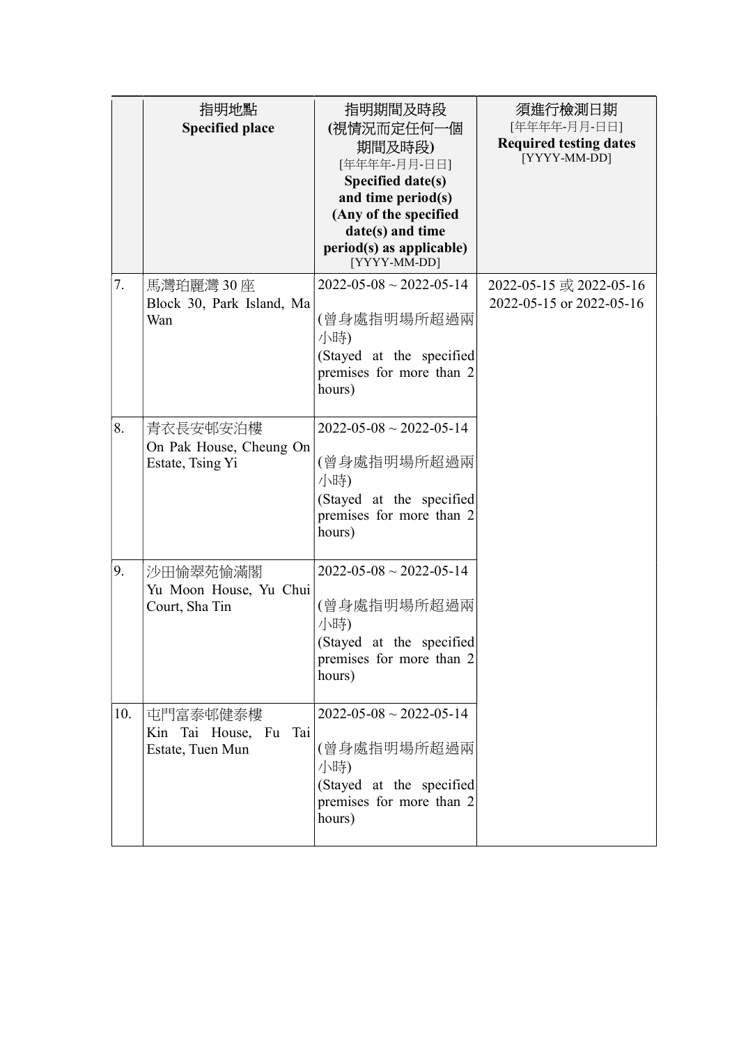| | 指明地點<br>**Specified place** | 指明期間及時段<br>**(視情況而定任何一個期間及時段)**<br>[年年年年-月月-日日]<br>**Specified date(s) and time period(s) (Any of the specified date(s) and time period(s) as applicable)**<br>[YYYY-MM-DD] | 須進行檢測日期<br>[年年年年-月月-日日]<br>**Required testing dates**<br>[YYYY-MM-DD] |
|---|---|---|---|
| 7. | 馬灣珀麗灣 30 座<br>Block 30, Park Island, Ma Wan | 2022-05-08 ~ 2022-05-14<br><br>(曾身處指明場所超過兩小時)<br>(Stayed at the specified premises for more than 2 hours) | 2022-05-15 或 2022-05-16<br>2022-05-15 or 2022-05-16 |
| 8. | 青衣長安邨安泊樓<br>On Pak House, Cheung On Estate, Tsing Yi | 2022-05-08 ~ 2022-05-14<br><br>(曾身處指明場所超過兩小時)<br>(Stayed at the specified premises for more than 2 hours) | |
| 9. | 沙田愉翠苑愉滿閣<br>Yu Moon House, Yu Chui Court, Sha Tin | 2022-05-08 ~ 2022-05-14<br><br>(曾身處指明場所超過兩小時)<br>(Stayed at the specified premises for more than 2 hours) | |
| 10. | 屯門富泰邨健泰樓<br>Kin Tai House, Fu Tai Estate, Tuen Mun | 2022-05-08 ~ 2022-05-14<br><br>(曾身處指明場所超過兩小時)<br>(Stayed at the specified premises for more than 2 hours) | |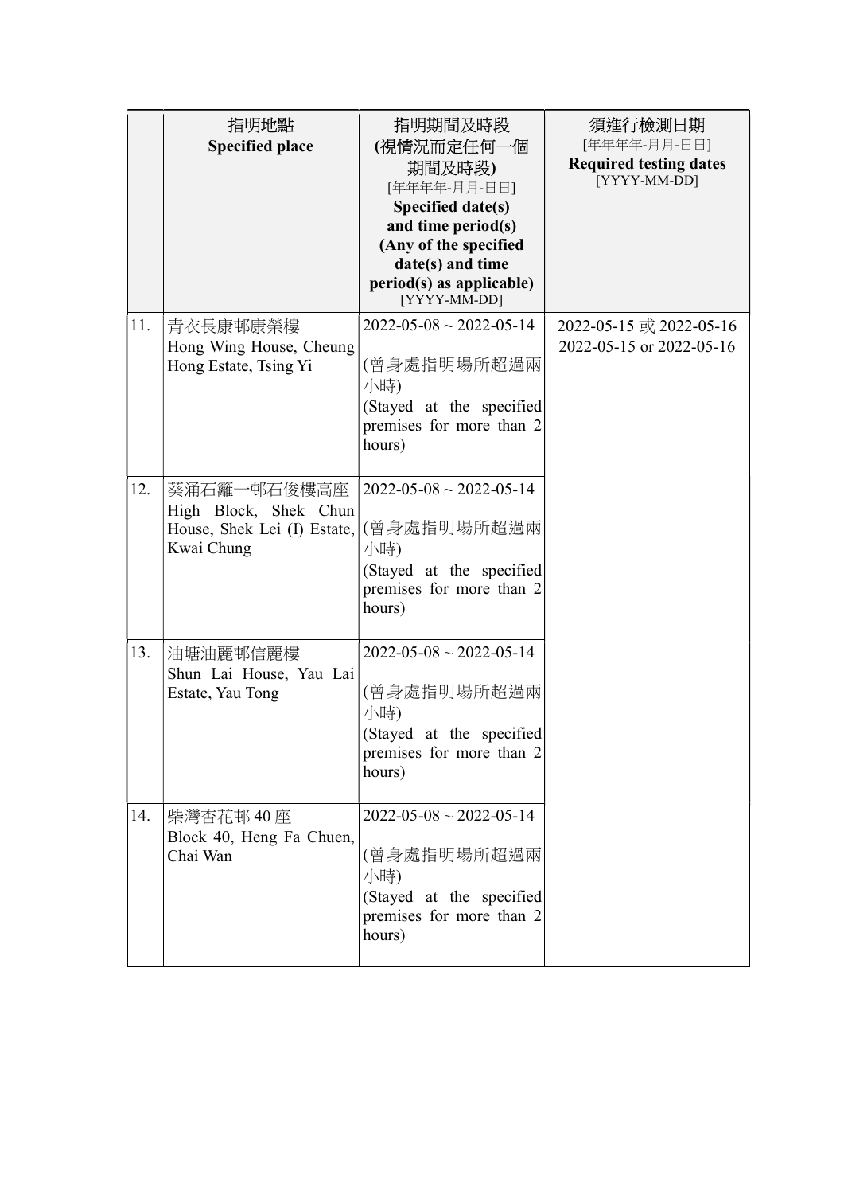| | 指明地點<br>**Specified place** | 指明期間及時段<br>**(視情況而定任何一個期間及時段)**<br>[年年年年-月月-日日]<br>**Specified date(s) and time period(s) (Any of the specified date(s) and time period(s) as applicable)**<br>[YYYY-MM-DD] | 須進行檢測日期<br>[年年年年-月月-日日]<br>**Required testing dates**<br>[YYYY-MM-DD] |
|---|---|---|---|
| 11. | 青衣長康邨康榮樓<br>Hong Wing House, Cheung Hong Estate, Tsing Yi | 2022-05-08 ~ 2022-05-14<br>(曾身處指明場所超過兩小時)<br>(Stayed at the specified premises for more than 2 hours) | 2022-05-15 或 2022-05-16<br>2022-05-15 or 2022-05-16 |
| 12. | 葵涌石籬一邨石俊樓高座<br>High Block, Shek Chun House, Shek Lei (I) Estate, Kwai Chung | 2022-05-08 ~ 2022-05-14<br>(曾身處指明場所超過兩小時)<br>(Stayed at the specified premises for more than 2 hours) | |
| 13. | 油塘油麗邨信麗樓<br>Shun Lai House, Yau Lai Estate, Yau Tong | 2022-05-08 ~ 2022-05-14<br>(曾身處指明場所超過兩小時)<br>(Stayed at the specified premises for more than 2 hours) | |
| 14. | 柴灣杏花邨 40 座<br>Block 40, Heng Fa Chuen, Chai Wan | 2022-05-08 ~ 2022-05-14<br>(曾身處指明場所超過兩小時)<br>(Stayed at the specified premises for more than 2 hours) | |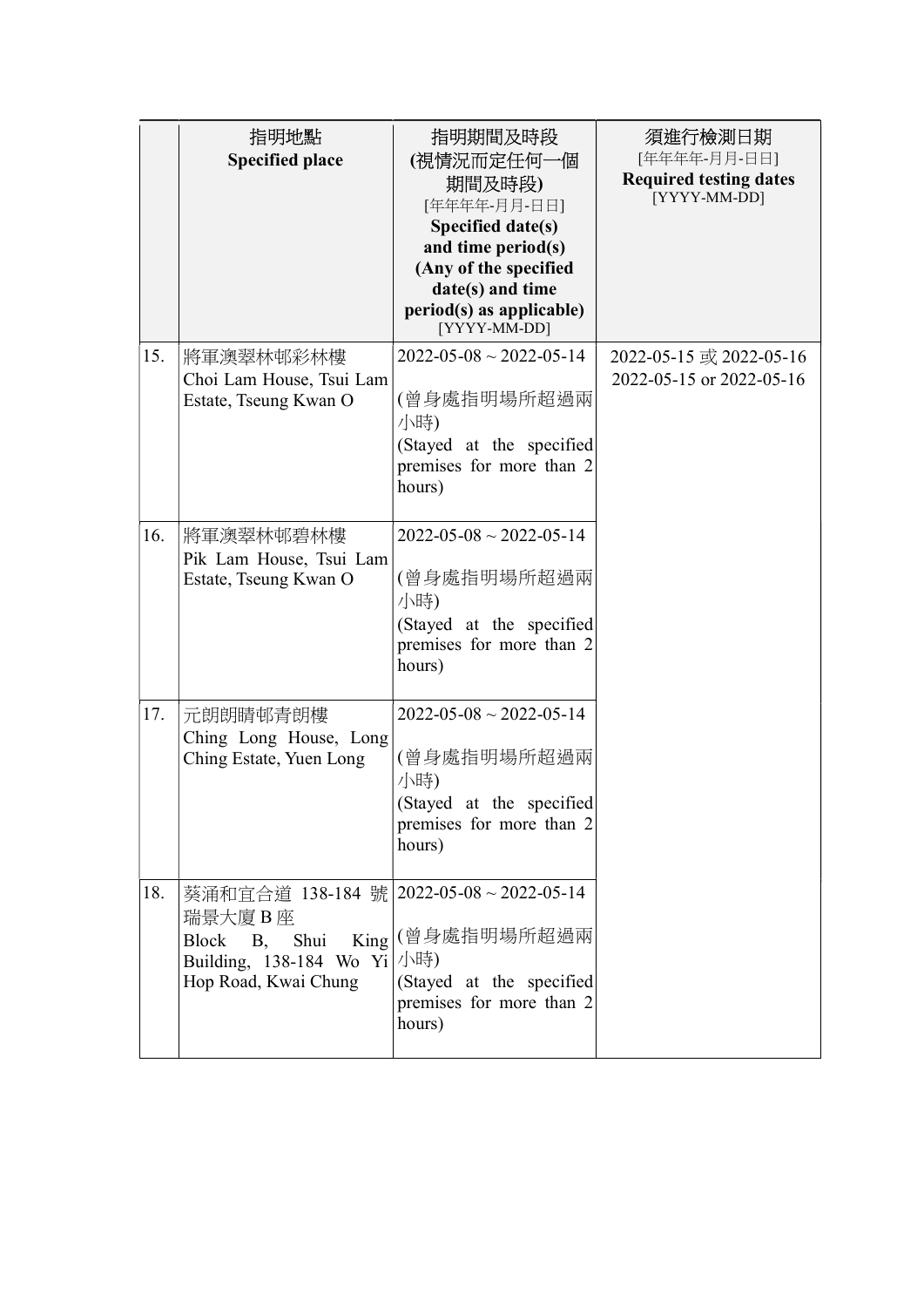| | 指明地點<br>**Specified place** | 指明期間及時段<br>**(視情況而定任何一個期間及時段)**<br>[年年年年-月月-日日]<br>**Specified date(s) and time period(s) (Any of the specified date(s) and time period(s) as applicable)**<br>[YYYY-MM-DD] | 須進行檢測日期<br>[年年年年-月月-日日]<br>**Required testing dates**<br>[YYYY-MM-DD] |
|---|---|---|---|
| 15. | 將軍澳翠林邨彩林樓<br>Choi Lam House, Tsui Lam Estate, Tseung Kwan O | 2022-05-08 ~ 2022-05-14<br><br>(曾身處指明場所超過兩小時)<br>(Stayed at the specified premises for more than 2 hours) | 2022-05-15 或 2022-05-16<br>2022-05-15 or 2022-05-16 |
| 16. | 將軍澳翠林邨碧林樓<br>Pik Lam House, Tsui Lam Estate, Tseung Kwan O | 2022-05-08 ~ 2022-05-14<br><br>(曾身處指明場所超過兩小時)<br>(Stayed at the specified premises for more than 2 hours) | |
| 17. | 元朗朗晴邨青朗樓<br>Ching Long House, Long Ching Estate, Yuen Long | 2022-05-08 ~ 2022-05-14<br><br>(曾身處指明場所超過兩小時)<br>(Stayed at the specified premises for more than 2 hours) | |
| 18. | 葵涌和宜合道 138-184 號瑞景大廈 B 座<br>Block B, Shui King Building, 138-184 Wo Yi Hop Road, Kwai Chung | 2022-05-08 ~ 2022-05-14<br><br>(曾身處指明場所超過兩小時)<br>(Stayed at the specified premises for more than 2 hours) | |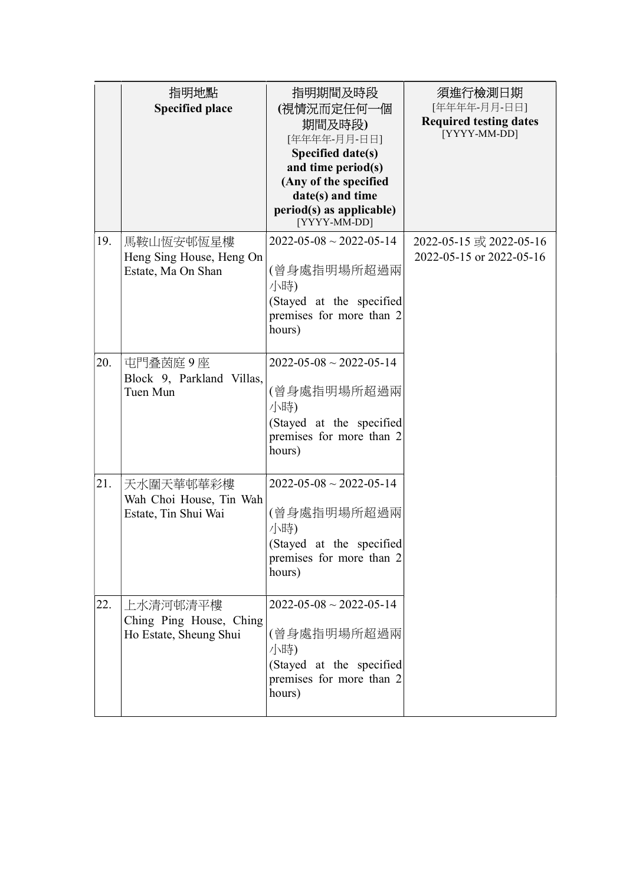| | 指明地點<br>**Specified place** | 指明期間及時段<br>**(視情況而定任何一個期間及時段)**<br>[年年年年-月月-日日]<br>**Specified date(s) and time period(s) (Any of the specified date(s) and time period(s) as applicable)**<br>[YYYY-MM-DD] | 須進行檢測日期<br>[年年年年-月月-日日]<br>**Required testing dates**<br>[YYYY-MM-DD] |
|---|---|---|---|
| 19. | 馬鞍山恆安邨恆星樓<br>Heng Sing House, Heng On Estate, Ma On Shan | 2022-05-08 ~ 2022-05-14<br><br>(曾身處指明場所超過兩小時)<br>(Stayed at the specified premises for more than 2 hours) | 2022-05-15 或 2022-05-16<br>2022-05-15 or 2022-05-16 |
| 20. | 屯門疊茵庭 9 座<br>Block 9, Parkland Villas, Tuen Mun | 2022-05-08 ~ 2022-05-14<br><br>(曾身處指明場所超過兩小時)<br>(Stayed at the specified premises for more than 2 hours) | |
| 21. | 天水圍天華邨華彩樓<br>Wah Choi House, Tin Wah Estate, Tin Shui Wai | 2022-05-08 ~ 2022-05-14<br><br>(曾身處指明場所超過兩小時)<br>(Stayed at the specified premises for more than 2 hours) | |
| 22. | 上水清河邨清平樓<br>Ching Ping House, Ching Ho Estate, Sheung Shui | 2022-05-08 ~ 2022-05-14<br><br>(曾身處指明場所超過兩小時)<br>(Stayed at the specified premises for more than 2 hours) | |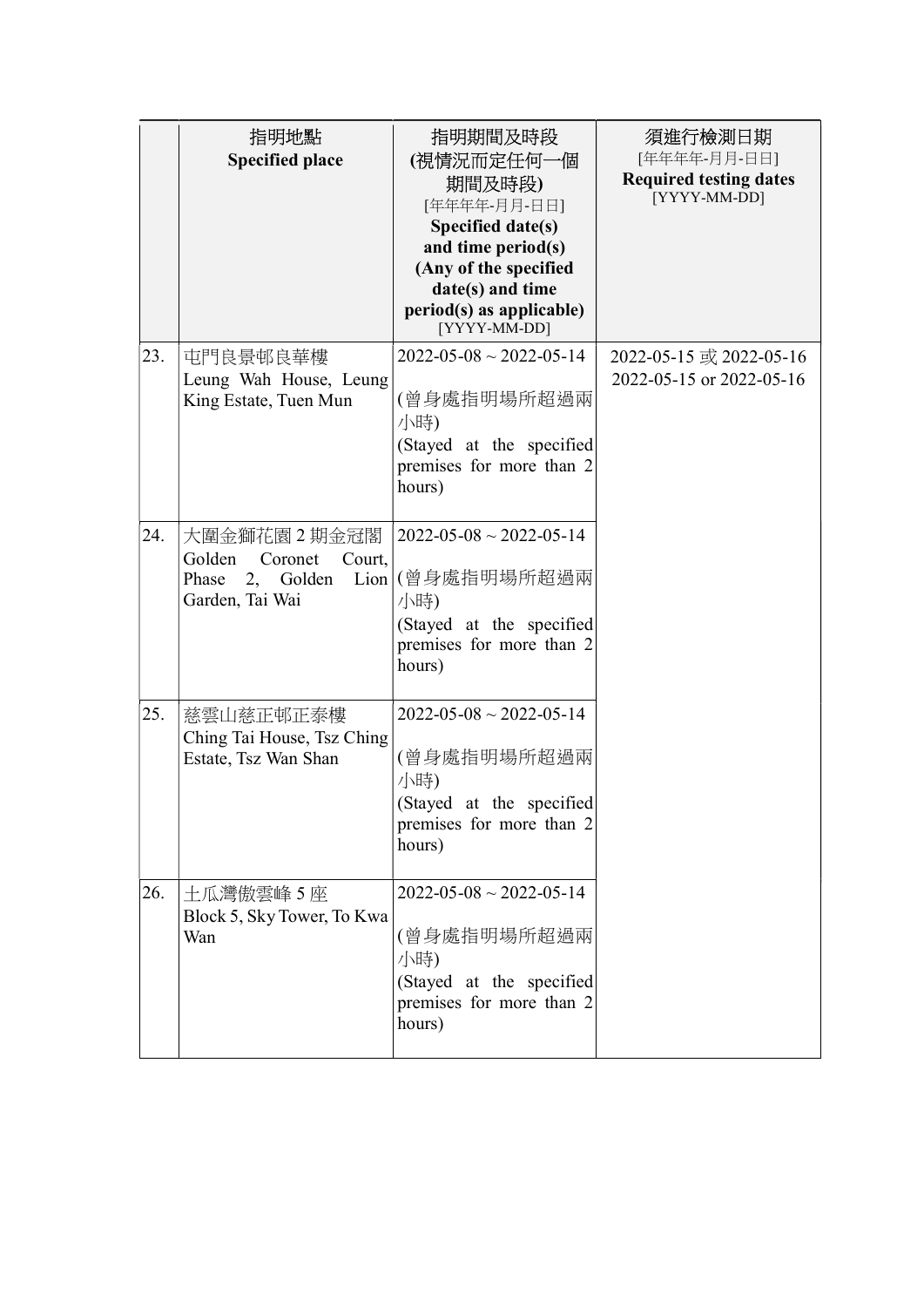| | 指明地點<br>**Specified place** | 指明期間及時段<br>**(視情況而定任何一個期間及時段)**<br>[年年年年-月月-日日]<br>**Specified date(s) and time period(s) (Any of the specified date(s) and time period(s) as applicable)**<br>[YYYY-MM-DD] | 須進行檢測日期<br>[年年年年-月月-日日]<br>**Required testing dates**<br>[YYYY-MM-DD] |
|---|---|---|---|
| 23. | 屯門良景邨良華樓<br>Leung Wah House, Leung King Estate, Tuen Mun | 2022-05-08 ~ 2022-05-14<br><br>(曾身處指明場所超過兩小時)<br>(Stayed at the specified premises for more than 2 hours) | 2022-05-15 或 2022-05-16<br>2022-05-15 or 2022-05-16 |
| 24. | 大圍金獅花園 2 期金冠閣<br>Golden Coronet Court, Phase 2, Golden Lion Garden, Tai Wai | 2022-05-08 ~ 2022-05-14<br><br>(曾身處指明場所超過兩小時)<br>(Stayed at the specified premises for more than 2 hours) | |
| 25. | 慈雲山慈正邨正泰樓<br>Ching Tai House, Tsz Ching Estate, Tsz Wan Shan | 2022-05-08 ~ 2022-05-14<br><br>(曾身處指明場所超過兩小時)<br>(Stayed at the specified premises for more than 2 hours) | |
| 26. | 土瓜灣傲雲峰 5 座<br>Block 5, Sky Tower, To Kwa Wan | 2022-05-08 ~ 2022-05-14<br><br>(曾身處指明場所超過兩小時)<br>(Stayed at the specified premises for more than 2 hours) | |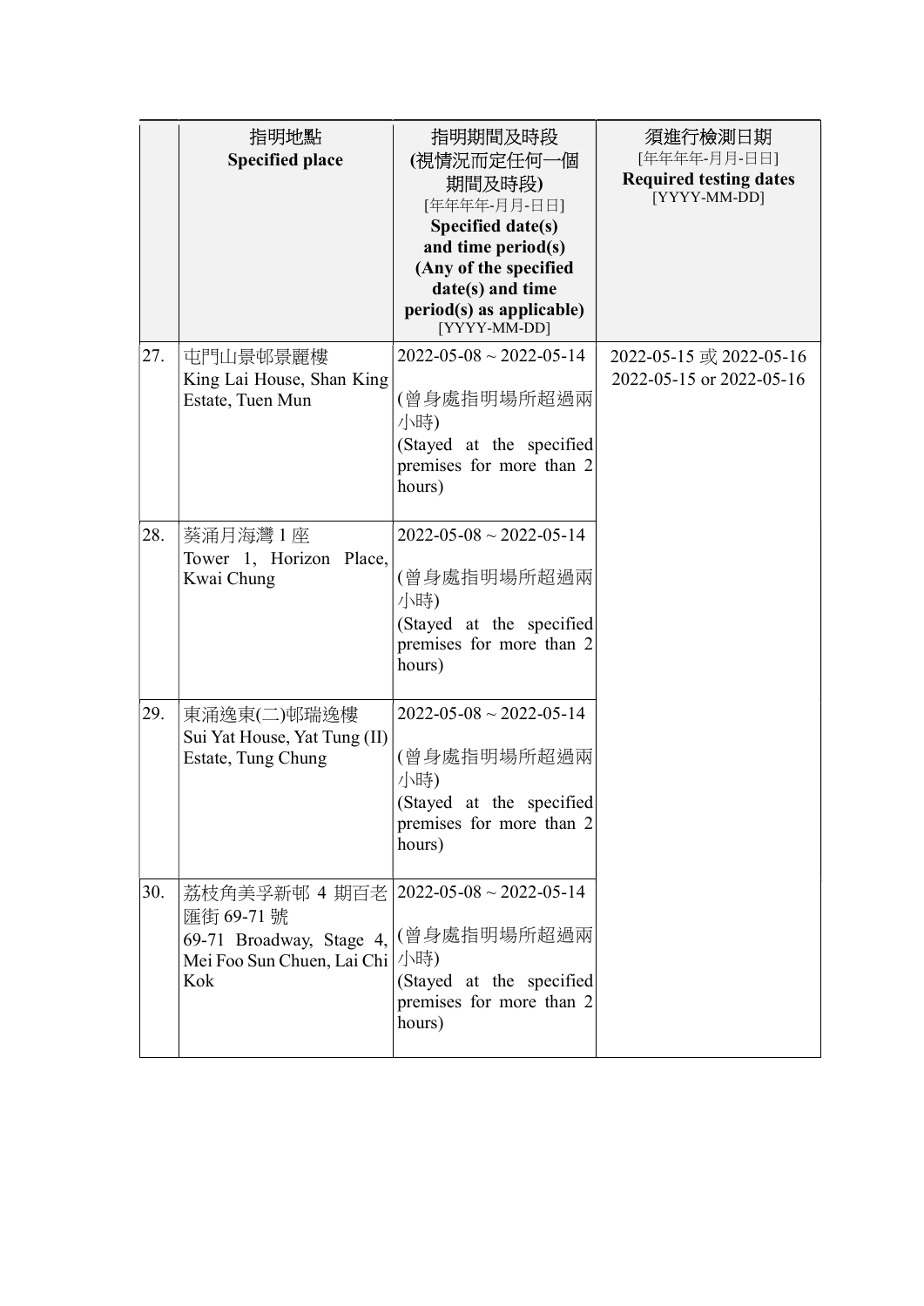| | 指明地點<br>**Specified place** | 指明期間及時段<br>**(視情況而定任何一個期間及時段)**<br>[年年年年-月月-日日]<br>**Specified date(s) and time period(s) (Any of the specified date(s) and time period(s) as applicable)**<br>[YYYY-MM-DD] | 須進行檢測日期<br>[年年年年-月月-日日]<br>**Required testing dates**<br>[YYYY-MM-DD] |
|---|---|---|---|
| 27. | 屯門山景邨景麗樓<br>King Lai House, Shan King Estate, Tuen Mun | 2022-05-08 ~ 2022-05-14<br><br>(曾身處指明場所超過兩小時)<br>(Stayed at the specified premises for more than 2 hours) | 2022-05-15 或 2022-05-16<br>2022-05-15 or 2022-05-16 |
| 28. | 葵涌月海灣 1 座<br>Tower 1, Horizon Place, Kwai Chung | 2022-05-08 ~ 2022-05-14<br><br>(曾身處指明場所超過兩小時)<br>(Stayed at the specified premises for more than 2 hours) | |
| 29. | 東涌逸東(二)邨瑞逸樓<br>Sui Yat House, Yat Tung (II) Estate, Tung Chung | 2022-05-08 ~ 2022-05-14<br><br>(曾身處指明場所超過兩小時)<br>(Stayed at the specified premises for more than 2 hours) | |
| 30. | 荔枝角美孚新邨 4 期百老匯街 69-71 號<br>69-71 Broadway, Stage 4, Mei Foo Sun Chuen, Lai Chi Kok | 2022-05-08 ~ 2022-05-14<br><br>(曾身處指明場所超過兩小時)<br>(Stayed at the specified premises for more than 2 hours) | |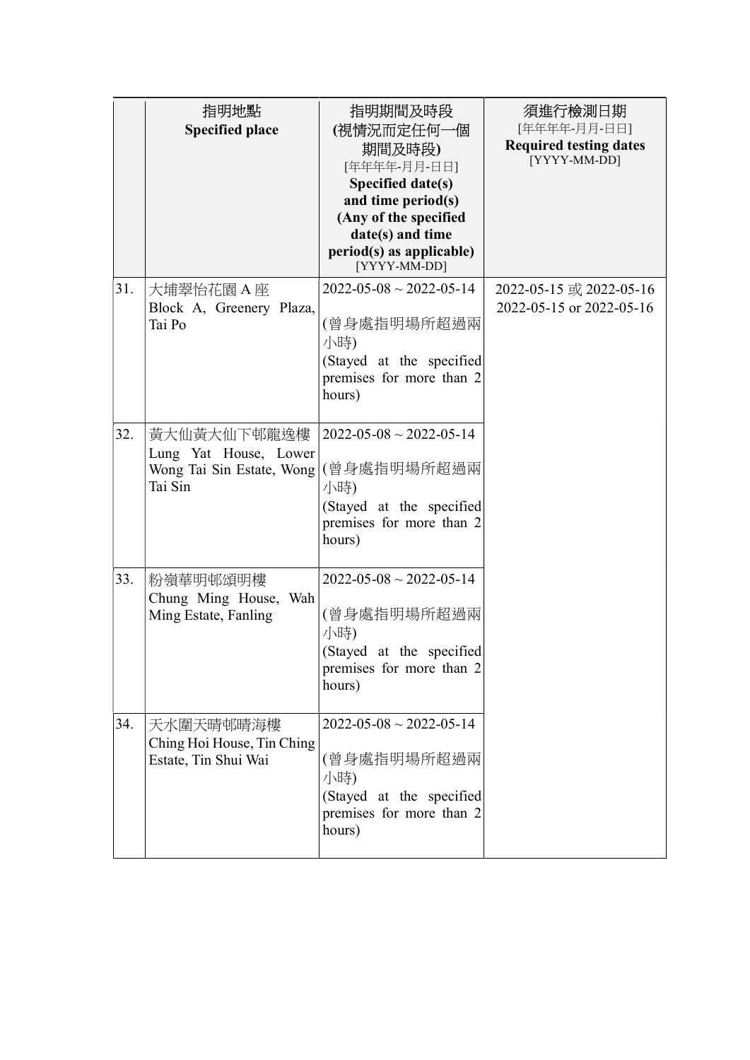| | 指明地點<br>**Specified place** | 指明期間及時段<br>**(視情況而定任何一個期間及時段)**<br>[年年年年-月月-日日]<br>**Specified date(s) and time period(s) (Any of the specified date(s) and time period(s) as applicable)**<br>[YYYY-MM-DD] | 須進行檢測日期<br>[年年年年-月月-日日]<br>**Required testing dates**<br>[YYYY-MM-DD] |
|---|---|---|---|
| 31. | 大埔翠怡花園 A 座<br>Block A, Greenery Plaza, Tai Po | 2022-05-08 ~ 2022-05-14<br><br>(曾身處指明場所超過兩小時)<br>(Stayed at the specified premises for more than 2 hours) | 2022-05-15 或 2022-05-16<br>2022-05-15 or 2022-05-16 |
| 32. | 黃大仙黃大仙下邨龍逸樓<br>Lung Yat House, Lower Wong Tai Sin Estate, Wong Tai Sin | 2022-05-08 ~ 2022-05-14<br><br>(曾身處指明場所超過兩小時)<br>(Stayed at the specified premises for more than 2 hours) | |
| 33. | 粉嶺華明邨頌明樓<br>Chung Ming House, Wah Ming Estate, Fanling | 2022-05-08 ~ 2022-05-14<br><br>(曾身處指明場所超過兩小時)<br>(Stayed at the specified premises for more than 2 hours) | |
| 34. | 天水圍天晴邨晴海樓<br>Ching Hoi House, Tin Ching Estate, Tin Shui Wai | 2022-05-08 ~ 2022-05-14<br><br>(曾身處指明場所超過兩小時)<br>(Stayed at the specified premises for more than 2 hours) | |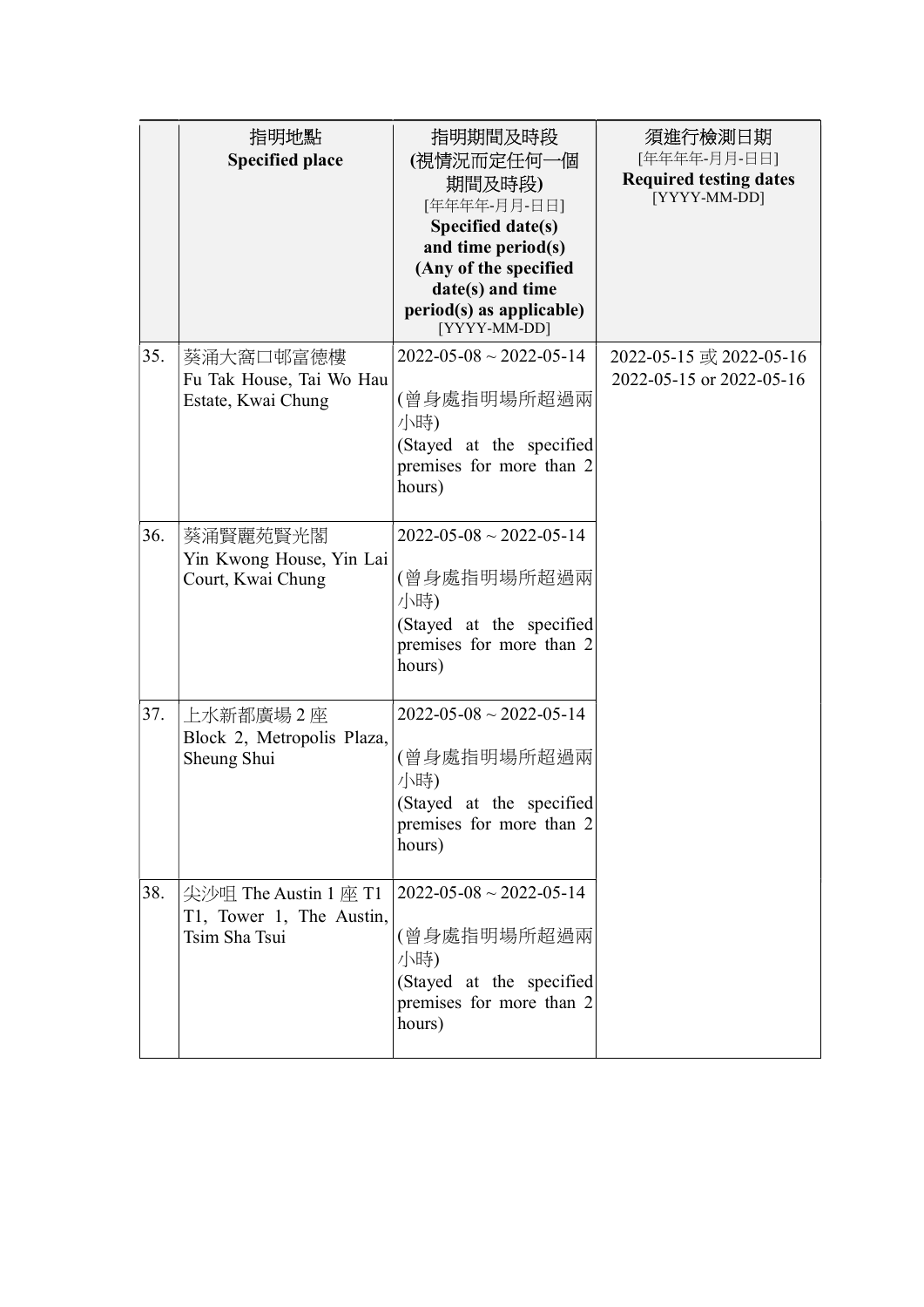| | 指明地點<br>**Specified place** | 指明期間及時段<br>**(視情況而定任何一個期間及時段)**<br>[年年年年-月月-日日]<br>**Specified date(s) and time period(s) (Any of the specified date(s) and time period(s) as applicable)**<br>[YYYY-MM-DD] | 須進行檢測日期<br>[年年年年-月月-日日]<br>**Required testing dates**<br>[YYYY-MM-DD] |
|---|---|---|---|
| 35. | 葵涌大窩口邨富德樓<br>Fu Tak House, Tai Wo Hau Estate, Kwai Chung | 2022-05-08 ~ 2022-05-14<br><br>(曾身處指明場所超過兩小時)<br>(Stayed at the specified premises for more than 2 hours) | 2022-05-15 或 2022-05-16<br>2022-05-15 or 2022-05-16 |
| 36. | 葵涌賢麗苑賢光閣<br>Yin Kwong House, Yin Lai Court, Kwai Chung | 2022-05-08 ~ 2022-05-14<br><br>(曾身處指明場所超過兩小時)<br>(Stayed at the specified premises for more than 2 hours) | |
| 37. | 上水新都廣場 2 座<br>Block 2, Metropolis Plaza, Sheung Shui | 2022-05-08 ~ 2022-05-14<br><br>(曾身處指明場所超過兩小時)<br>(Stayed at the specified premises for more than 2 hours) | |
| 38. | 尖沙咀 The Austin 1 座 T1<br>T1, Tower 1, The Austin, Tsim Sha Tsui | 2022-05-08 ~ 2022-05-14<br><br>(曾身處指明場所超過兩小時)<br>(Stayed at the specified premises for more than 2 hours) | |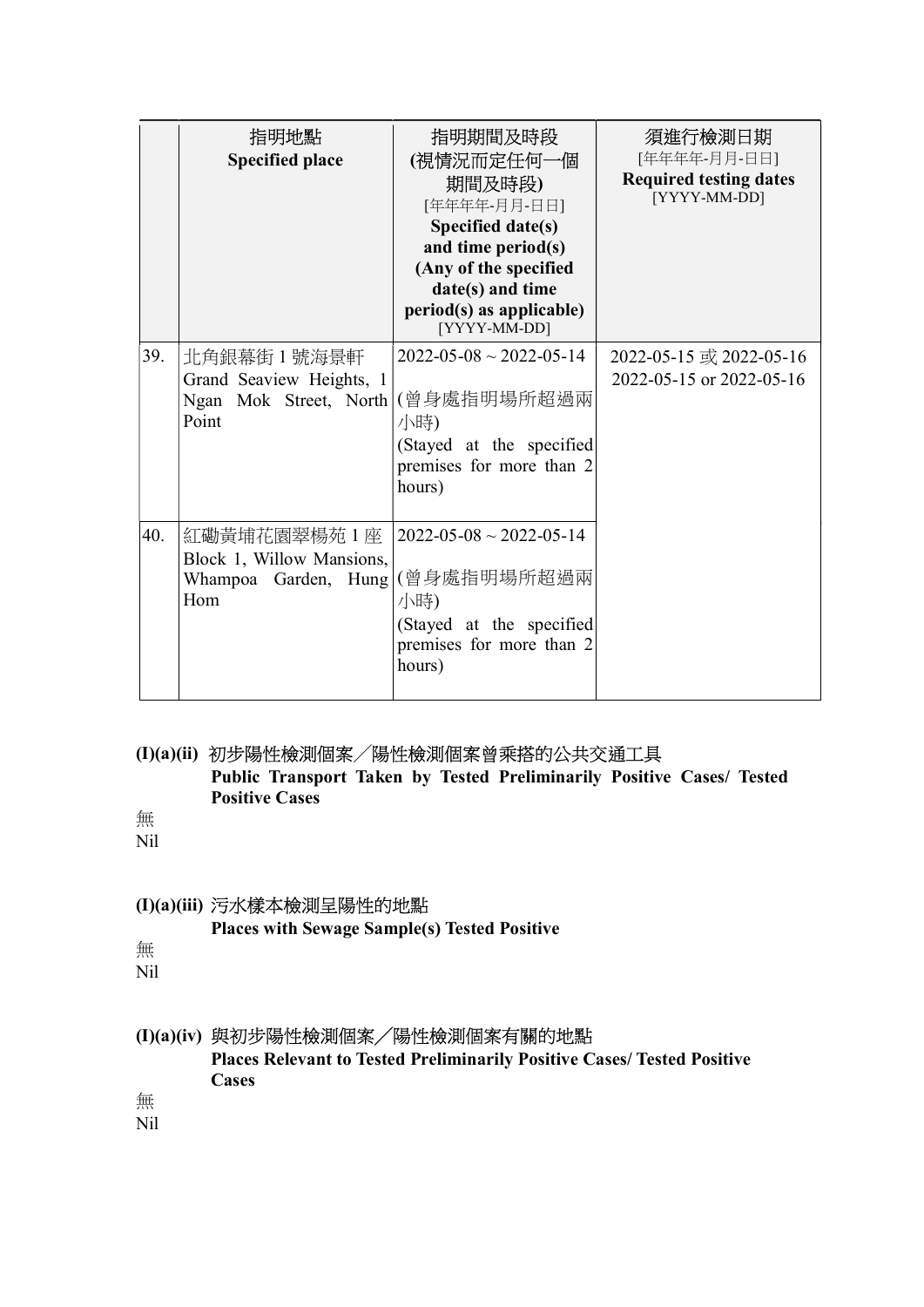| | 指明地點<br>**Specified place** | 指明期間及時段<br>**(視情況而定任何一個期間及時段)**<br>[年年年年-月月-日日]<br>**Specified date(s) and time period(s) (Any of the specified date(s) and time period(s) as applicable)**<br>[YYYY-MM-DD] | 須進行檢測日期<br>[年年年年-月月-日日]<br>**Required testing dates**<br>[YYYY-MM-DD] |
|---|---|---|---|
| 39. | 北角銀幕街 1 號海景軒<br>Grand Seaview Heights, 1 Ngan Mok Street, North Point | 2022-05-08 ~ 2022-05-14<br>(曾身處指明場所超過兩小時)<br>(Stayed at the specified premises for more than 2 hours) | 2022-05-15 或 2022-05-16<br>2022-05-15 or 2022-05-16 |
| 40. | 紅磡黃埔花園翠楊苑 1 座<br>Block 1, Willow Mansions, Whampoa Garden, Hung Hom | 2022-05-08 ~ 2022-05-14<br>(曾身處指明場所超過兩小時)<br>(Stayed at the specified premises for more than 2 hours) | |

**(I)(a)(ii)** 初步陽性檢測個案／陽性檢測個案曾乘搭的公共交通工具
**Public Transport Taken by Tested Preliminarily Positive Cases/ Tested Positive Cases**

無
Nil

**(I)(a)(iii)** 污水樣本檢測呈陽性的地點
**Places with Sewage Sample(s) Tested Positive**

無
Nil

**(I)(a)(iv)** 與初步陽性檢測個案／陽性檢測個案有關的地點
**Places Relevant to Tested Preliminarily Positive Cases/ Tested Positive Cases**

無
Nil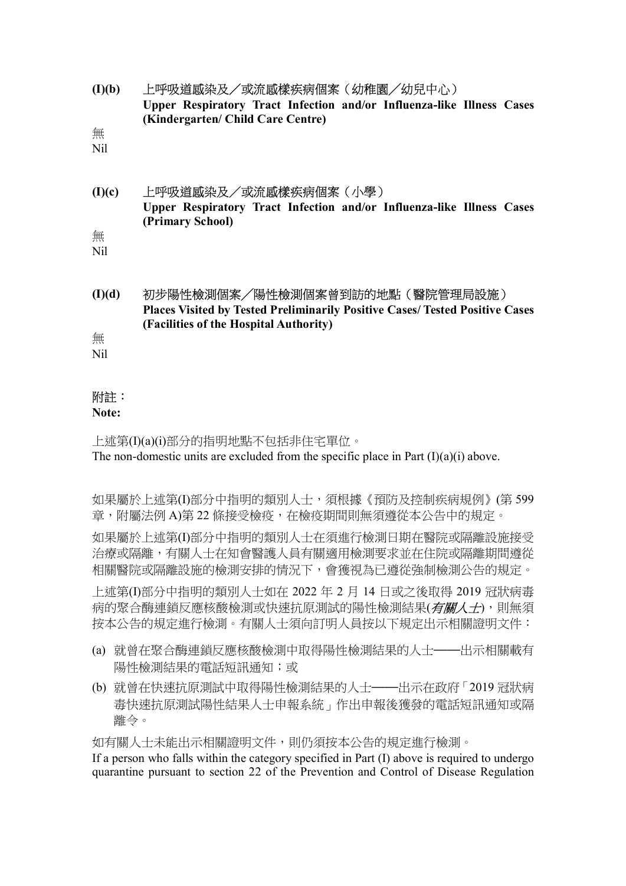**(I)(b)** 上呼吸道感染及／或流感樣疾病個案（幼稚園／幼兒中心）
**Upper Respiratory Tract Infection and/or Influenza-like Illness Cases (Kindergarten/ Child Care Centre)**

無
Nil

**(I)(c)** 上呼吸道感染及／或流感樣疾病個案（小學）
**Upper Respiratory Tract Infection and/or Influenza-like Illness Cases (Primary School)**

無
Nil

**(I)(d)** 初步陽性檢測個案／陽性檢測個案曾到訪的地點（醫院管理局設施）
**Places Visited by Tested Preliminarily Positive Cases/ Tested Positive Cases (Facilities of the Hospital Authority)**

無
Nil

附註：
**Note:**

上述第(I)(a)(i)部分的指明地點不包括非住宅單位。
The non-domestic units are excluded from the specific place in Part (I)(a)(i) above.

如果屬於上述第(I)部分中指明的類別人士，須根據《預防及控制疾病規例》(第 599 章，附屬法例 A)第 22 條接受檢疫，在檢疫期間則無須遵從本公告中的規定。

如果屬於上述第(I)部分中指明的類別人士在須進行檢測日期在醫院或隔離設施接受治療或隔離，有關人士在知會醫護人員有關適用檢測要求並在住院或隔離期間遵從相關醫院或隔離設施的檢測安排的情況下，會獲視為已遵從強制檢測公告的規定。

上述第(I)部分中指明的類別人士如在 2022 年 2 月 14 日或之後取得 2019 冠狀病毒病的聚合酶連鎖反應核酸檢測或快速抗原測試的陽性檢測結果(*有關人士*)，則無須按本公告的規定進行檢測。有關人士須向訂明人員按以下規定出示相關證明文件：

(a) 就曾在聚合酶連鎖反應核酸檢測中取得陽性檢測結果的人士——出示相關載有陽性檢測結果的電話短訊通知；或

(b) 就曾在快速抗原測試中取得陽性檢測結果的人士——出示在政府「2019 冠狀病毒快速抗原測試陽性結果人士申報系統」作出申報後獲發的電話短訊通知或隔離令。

如有關人士未能出示相關證明文件，則仍須按本公告的規定進行檢測。

If a person who falls within the category specified in Part (I) above is required to undergo quarantine pursuant to section 22 of the Prevention and Control of Disease Regulation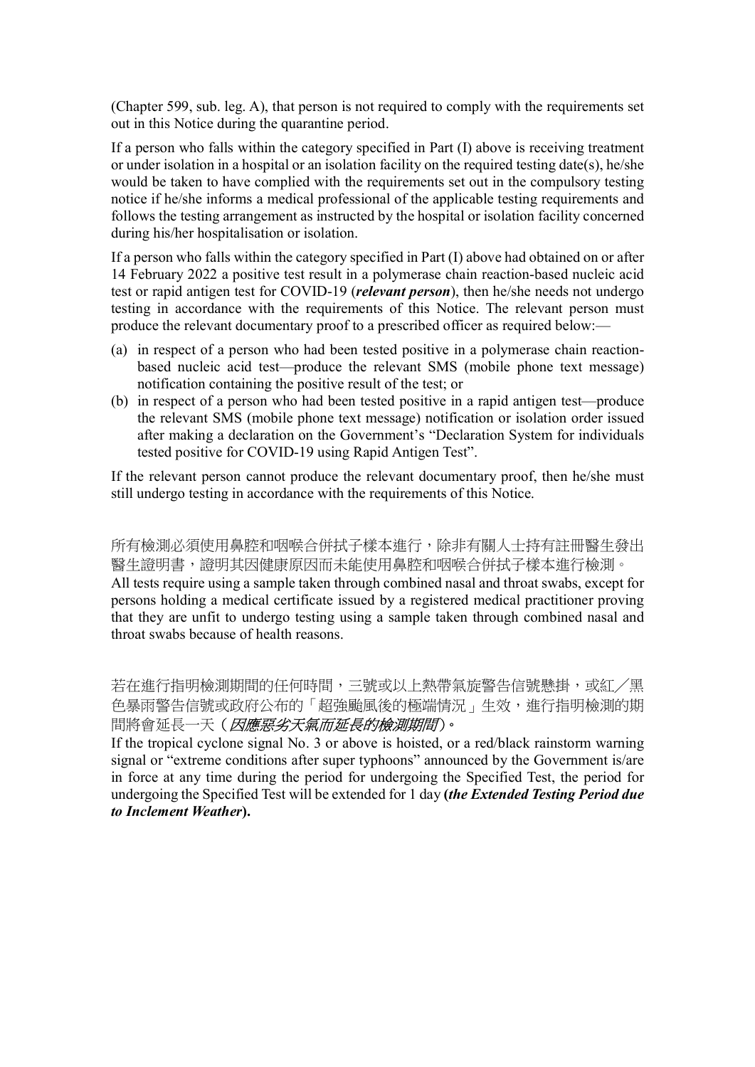(Chapter 599, sub. leg. A), that person is not required to comply with the requirements set out in this Notice during the quarantine period.

If a person who falls within the category specified in Part (I) above is receiving treatment or under isolation in a hospital or an isolation facility on the required testing date(s), he/she would be taken to have complied with the requirements set out in the compulsory testing notice if he/she informs a medical professional of the applicable testing requirements and follows the testing arrangement as instructed by the hospital or isolation facility concerned during his/her hospitalisation or isolation.

If a person who falls within the category specified in Part (I) above had obtained on or after 14 February 2022 a positive test result in a polymerase chain reaction-based nucleic acid test or rapid antigen test for COVID-19 (***relevant person***), then he/she needs not undergo testing in accordance with the requirements of this Notice. The relevant person must produce the relevant documentary proof to a prescribed officer as required below:—

(a) in respect of a person who had been tested positive in a polymerase chain reaction-based nucleic acid test—produce the relevant SMS (mobile phone text message) notification containing the positive result of the test; or
(b) in respect of a person who had been tested positive in a rapid antigen test—produce the relevant SMS (mobile phone text message) notification or isolation order issued after making a declaration on the Government's "Declaration System for individuals tested positive for COVID-19 using Rapid Antigen Test".

If the relevant person cannot produce the relevant documentary proof, then he/she must still undergo testing in accordance with the requirements of this Notice.

所有檢測必須使用鼻腔和咽喉合併拭子樣本進行，除非有關人士持有註冊醫生發出醫生證明書，證明其因健康原因而未能使用鼻腔和咽喉合併拭子樣本進行檢測。
All tests require using a sample taken through combined nasal and throat swabs, except for persons holding a medical certificate issued by a registered medical practitioner proving that they are unfit to undergo testing using a sample taken through combined nasal and throat swabs because of health reasons.

若在進行指明檢測期間的任何時間，三號或以上熱帶氣旋警告信號懸掛，或紅／黑色暴雨警告信號或政府公布的「超強颱風後的極端情況」生效，進行指明檢測的期間將會延長一天（*因應惡劣天氣而延長的檢測期間*）。
If the tropical cyclone signal No. 3 or above is hoisted, or a red/black rainstorm warning signal or "extreme conditions after super typhoons" announced by the Government is/are in force at any time during the period for undergoing the Specified Test, the period for undergoing the Specified Test will be extended for 1 day **(*the Extended Testing Period due to Inclement Weather*).**